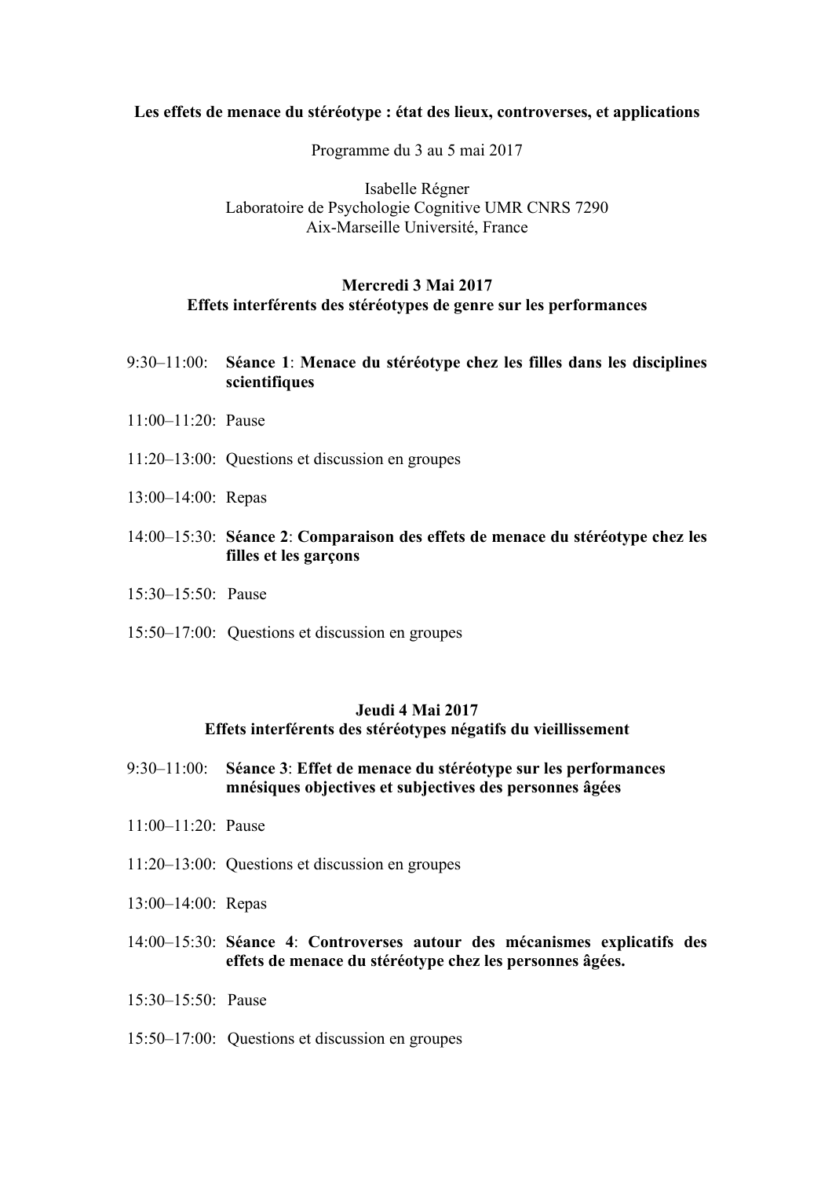**Les effets de menace du stéréotype : état des lieux, controverses, et applications**

Programme du 3 au 5 mai 2017

Isabelle Régner
Laboratoire de Psychologie Cognitive UMR CNRS 7290
Aix-Marseille Université, France

## Mercredi 3 Mai 2017
## Effets interférents des stéréotypes de genre sur les performances

9:30–11:00: **Séance 1**: **Menace du stéréotype chez les filles dans les disciplines scientifiques**

11:00–11:20: Pause

11:20–13:00: Questions et discussion en groupes

13:00–14:00: Repas

14:00–15:30: **Séance 2**: **Comparaison des effets de menace du stéréotype chez les filles et les garçons**

15:30–15:50: Pause

15:50–17:00: Questions et discussion en groupes

## Jeudi 4 Mai 2017
## Effets interférents des stéréotypes négatifs du vieillissement

9:30–11:00: **Séance 3**: **Effet de menace du stéréotype sur les performances mnésiques objectives et subjectives des personnes âgées**

11:00–11:20: Pause

11:20–13:00: Questions et discussion en groupes

13:00–14:00: Repas

14:00–15:30: **Séance 4**: **Controverses autour des mécanismes explicatifs des effets de menace du stéréotype chez les personnes âgées.**

15:30–15:50: Pause

15:50–17:00: Questions et discussion en groupes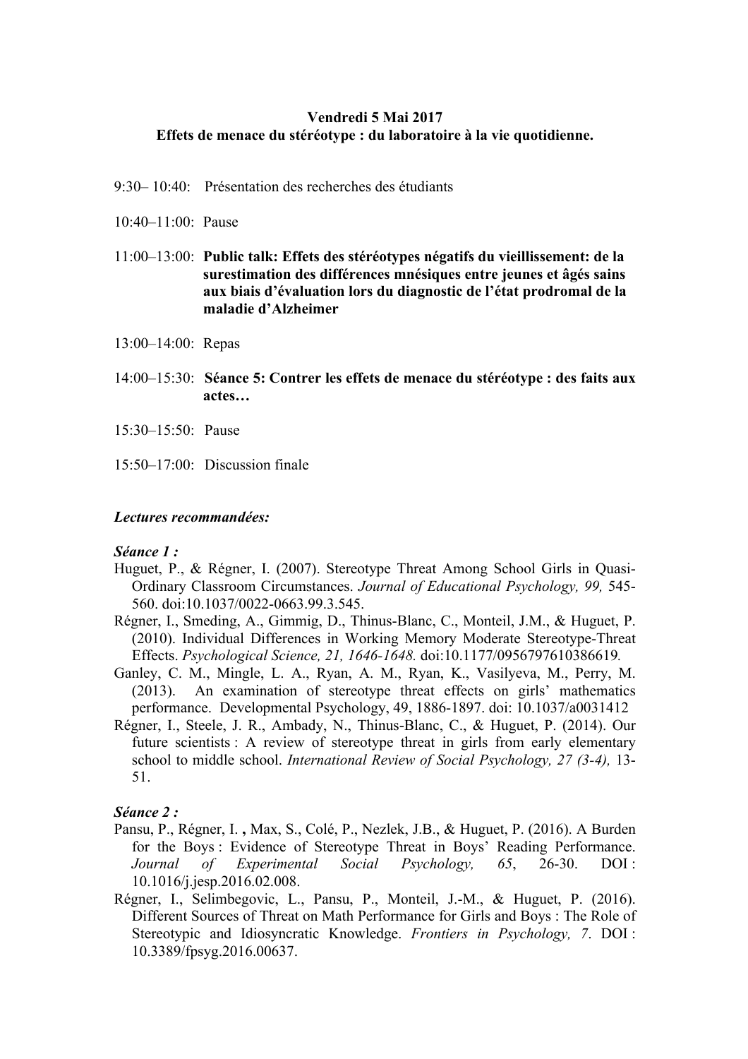**Vendredi 5 Mai 2017**
**Effets de menace du stéréotype : du laboratoire à la vie quotidienne.**

9:30– 10:40: Présentation des recherches des étudiants

10:40–11:00: Pause

11:00–13:00: **Public talk: Effets des stéréotypes négatifs du vieillissement: de la surestimation des différences mnésiques entre jeunes et âgés sains aux biais d'évaluation lors du diagnostic de l'état prodromal de la maladie d'Alzheimer**

13:00–14:00: Repas

14:00–15:30: **Séance 5: Contrer les effets de menace du stéréotype : des faits aux actes…**

15:30–15:50: Pause

15:50–17:00: Discussion finale

***Lectures recommandées:***

***Séance 1 :***

Huguet, P., & Régner, I. (2007). Stereotype Threat Among School Girls in Quasi-Ordinary Classroom Circumstances. *Journal of Educational Psychology, 99,* 545-560. doi:10.1037/0022-0663.99.3.545.

Régner, I., Smeding, A., Gimmig, D., Thinus-Blanc, C., Monteil, J.M., & Huguet, P. (2010). Individual Differences in Working Memory Moderate Stereotype-Threat Effects. *Psychological Science, 21, 1646-1648.* doi:10.1177/0956797610386619*.*

Ganley, C. M., Mingle, L. A., Ryan, A. M., Ryan, K., Vasilyeva, M., Perry, M. (2013). An examination of stereotype threat effects on girls' mathematics performance. Developmental Psychology, 49, 1886-1897. doi: 10.1037/a0031412

Régner, I., Steele, J. R., Ambady, N., Thinus-Blanc, C., & Huguet, P. (2014). Our future scientists : A review of stereotype threat in girls from early elementary school to middle school. *International Review of Social Psychology, 27 (3-4),* 13-51.

***Séance 2 :***

Pansu, P., Régner, I. **,** Max, S., Colé, P., Nezlek, J.B., & Huguet, P. (2016). A Burden for the Boys : Evidence of Stereotype Threat in Boys' Reading Performance. *Journal of Experimental Social Psychology, 65*, 26-30. DOI : 10.1016/j.jesp.2016.02.008.

Régner, I., Selimbegovic, L., Pansu, P., Monteil, J.-M., & Huguet, P. (2016). Different Sources of Threat on Math Performance for Girls and Boys : The Role of Stereotypic and Idiosyncratic Knowledge. *Frontiers in Psychology, 7*. DOI : 10.3389/fpsyg.2016.00637.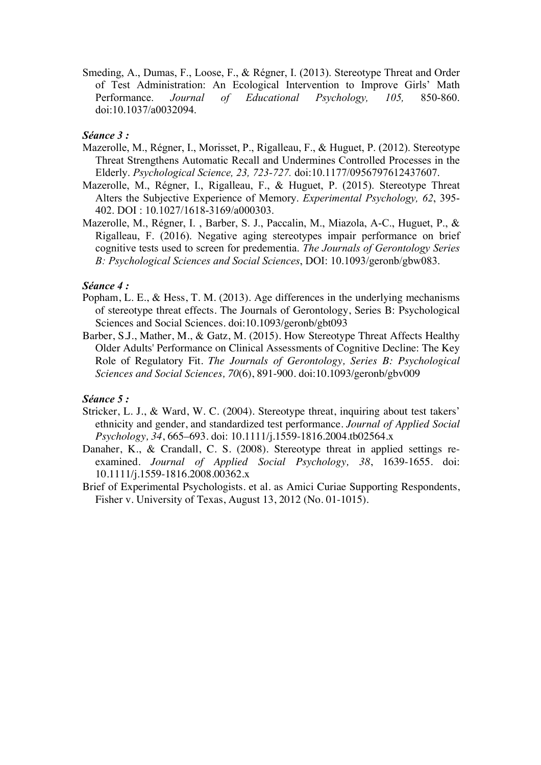Smeding, A., Dumas, F., Loose, F., & Régner, I. (2013). Stereotype Threat and Order of Test Administration: An Ecological Intervention to Improve Girls' Math Performance. *Journal of Educational Psychology, 105,* 850-860. doi:10.1037/a0032094.

***Séance 3 :***

Mazerolle, M., Régner, I., Morisset, P., Rigalleau, F., & Huguet, P. (2012). Stereotype Threat Strengthens Automatic Recall and Undermines Controlled Processes in the Elderly. *Psychological Science, 23, 723-727.* doi:10.1177/0956797612437607.

Mazerolle, M., Régner, I., Rigalleau, F., & Huguet, P. (2015). Stereotype Threat Alters the Subjective Experience of Memory. *Experimental Psychology, 62*, 395-402. DOI : 10.1027/1618-3169/a000303.

Mazerolle, M., Régner, I. , Barber, S. J., Paccalin, M., Miazola, A-C., Huguet, P., & Rigalleau, F. (2016). Negative aging stereotypes impair performance on brief cognitive tests used to screen for predementia. *The Journals of Gerontology Series B: Psychological Sciences and Social Sciences*, DOI: 10.1093/geronb/gbw083.

***Séance 4 :***

Popham, L. E., & Hess, T. M. (2013). Age differences in the underlying mechanisms of stereotype threat effects. The Journals of Gerontology, Series B: Psychological Sciences and Social Sciences. doi:10.1093/geronb/gbt093

Barber, S.J., Mather, M., & Gatz, M. (2015). How Stereotype Threat Affects Healthy Older Adults' Performance on Clinical Assessments of Cognitive Decline: The Key Role of Regulatory Fit. *The Journals of Gerontology, Series B: Psychological Sciences and Social Sciences, 70*(6), 891-900. doi:10.1093/geronb/gbv009

***Séance 5 :***

Stricker, L. J., & Ward, W. C. (2004). Stereotype threat, inquiring about test takers' ethnicity and gender, and standardized test performance. *Journal of Applied Social Psychology, 34*, 665–693. doi: 10.1111/j.1559-1816.2004.tb02564.x

Danaher, K., & Crandall, C. S. (2008). Stereotype threat in applied settings re-examined. *Journal of Applied Social Psychology, 38*, 1639-1655. doi: 10.1111/j.1559-1816.2008.00362.x

Brief of Experimental Psychologists. et al. as Amici Curiae Supporting Respondents, Fisher v. University of Texas, August 13, 2012 (No. 01-1015).